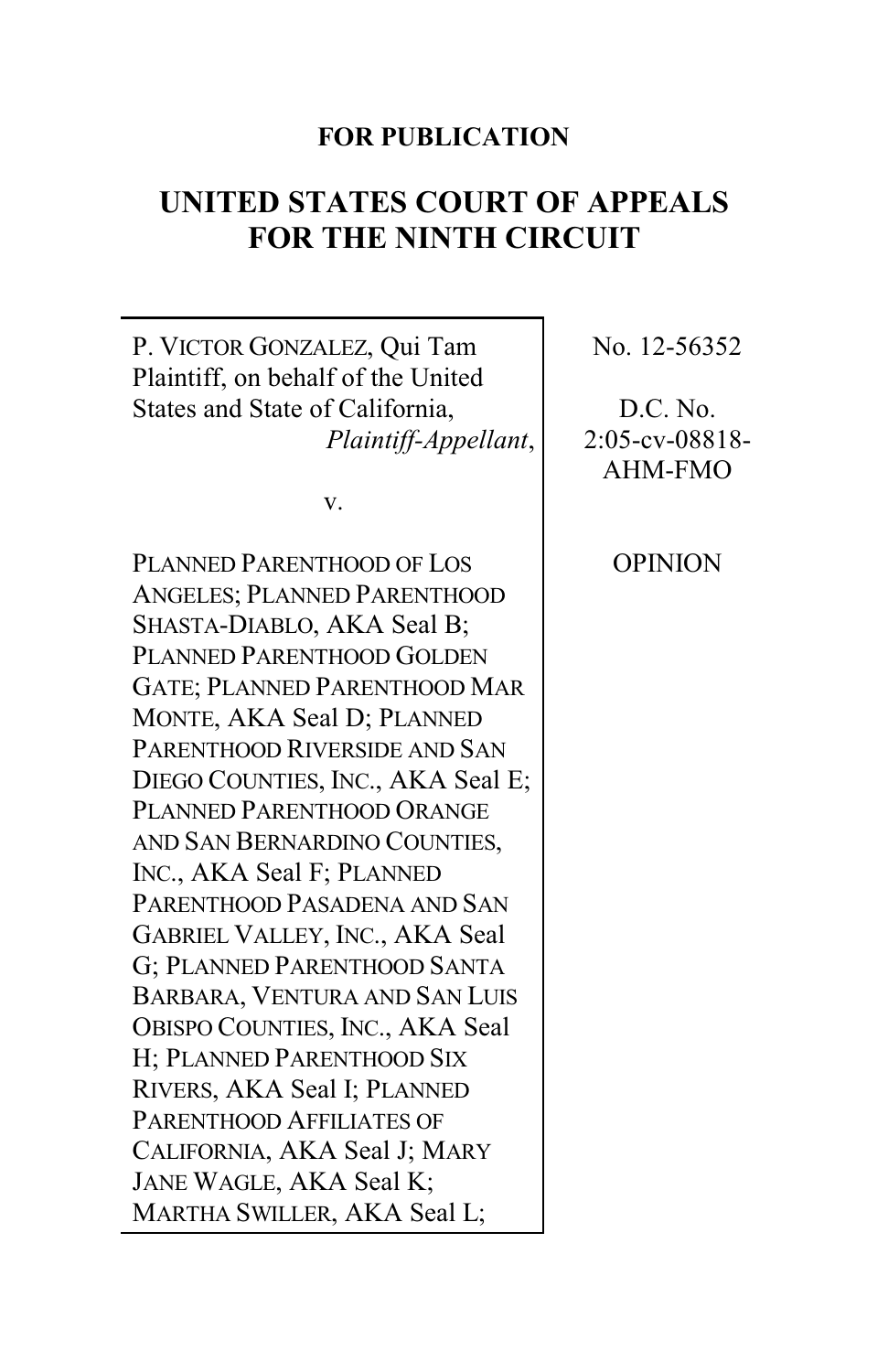**FOR PUBLICATION**

# UNITED STATES COURT OF APPEALS FOR THE NINTH CIRCUIT

P. VICTOR GONZALEZ, Qui Tam Plaintiff, on behalf of the United States and State of California,
*Plaintiff-Appellant*,

v.

PLANNED PARENTHOOD OF LOS ANGELES; PLANNED PARENTHOOD SHASTA-DIABLO, AKA Seal B; PLANNED PARENTHOOD GOLDEN GATE; PLANNED PARENTHOOD MAR MONTE, AKA Seal D; PLANNED PARENTHOOD RIVERSIDE AND SAN DIEGO COUNTIES, INC., AKA Seal E; PLANNED PARENTHOOD ORANGE AND SAN BERNARDINO COUNTIES, INC., AKA Seal F; PLANNED PARENTHOOD PASADENA AND SAN GABRIEL VALLEY, INC., AKA Seal G; PLANNED PARENTHOOD SANTA BARBARA, VENTURA AND SAN LUIS OBISPO COUNTIES, INC., AKA Seal H; PLANNED PARENTHOOD SIX RIVERS, AKA Seal I; PLANNED PARENTHOOD AFFILIATES OF CALIFORNIA, AKA Seal J; MARY JANE WAGLE, AKA Seal K; MARTHA SWILLER, AKA Seal L;

No. 12-56352

D.C. No. 2:05-cv-08818-AHM-FMO

OPINION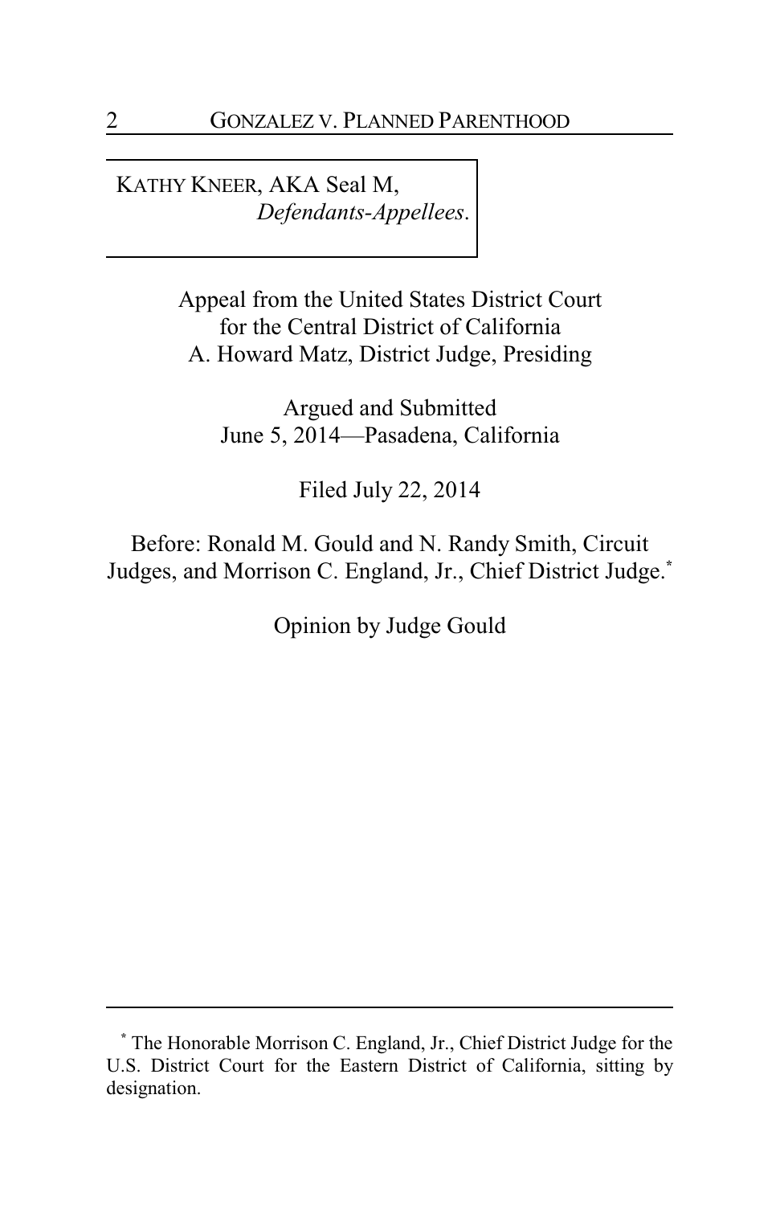KATHY KNEER, AKA Seal M,
*Defendants-Appellees*.

Appeal from the United States District Court
for the Central District of California
A. Howard Matz, District Judge, Presiding

Argued and Submitted
June 5, 2014—Pasadena, California

Filed July 22, 2014

Before: Ronald M. Gould and N. Randy Smith, Circuit Judges, and Morrison C. England, Jr., Chief District Judge.*

Opinion by Judge Gould

---

\* The Honorable Morrison C. England, Jr., Chief District Judge for the U.S. District Court for the Eastern District of California, sitting by designation.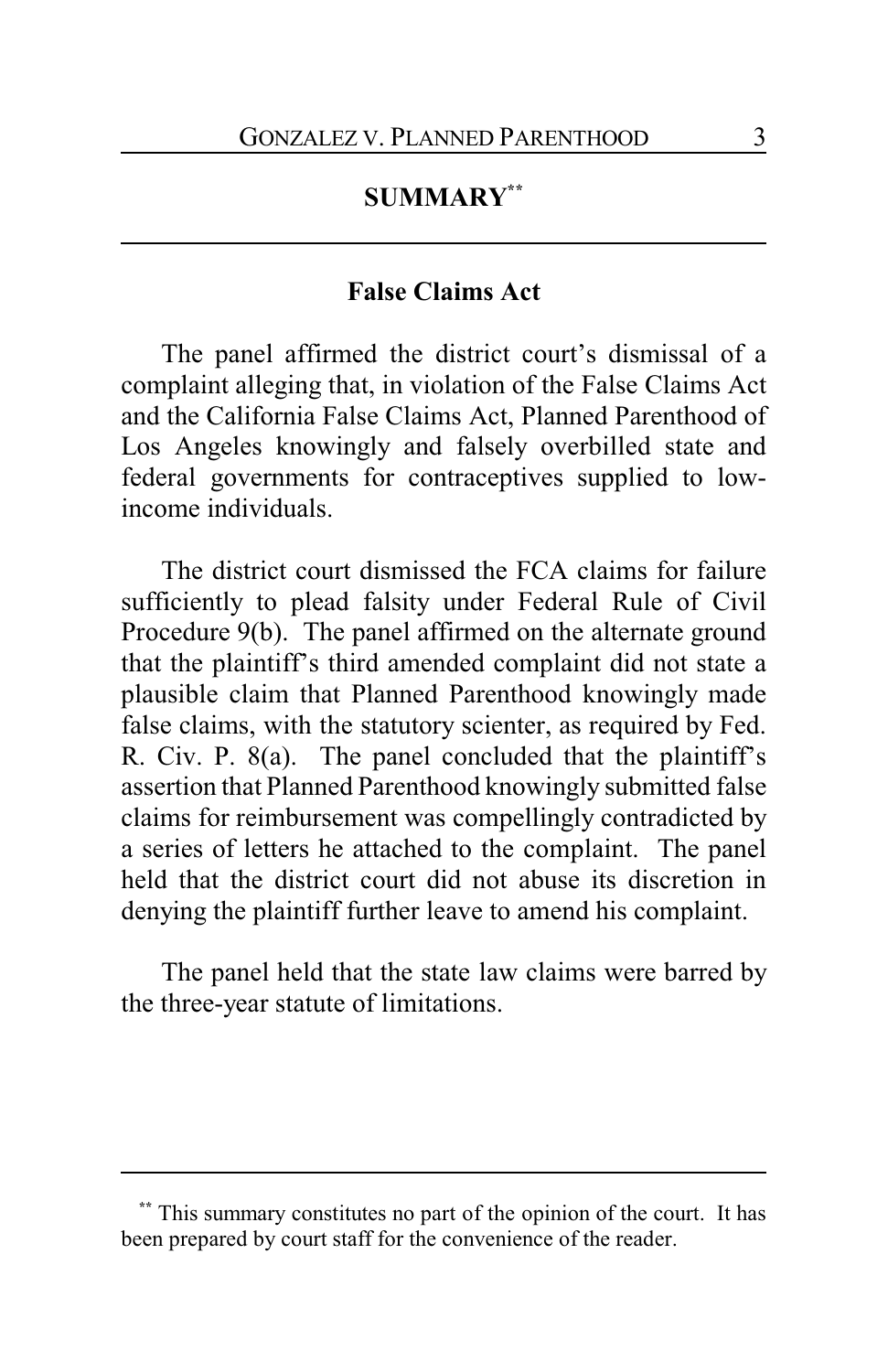## SUMMARY[**]

### False Claims Act

The panel affirmed the district court's dismissal of a complaint alleging that, in violation of the False Claims Act and the California False Claims Act, Planned Parenthood of Los Angeles knowingly and falsely overbilled state and federal governments for contraceptives supplied to low-income individuals.

The district court dismissed the FCA claims for failure sufficiently to plead falsity under Federal Rule of Civil Procedure 9(b). The panel affirmed on the alternate ground that the plaintiff's third amended complaint did not state a plausible claim that Planned Parenthood knowingly made false claims, with the statutory scienter, as required by Fed. R. Civ. P. 8(a). The panel concluded that the plaintiff's assertion that Planned Parenthood knowingly submitted false claims for reimbursement was compellingly contradicted by a series of letters he attached to the complaint. The panel held that the district court did not abuse its discretion in denying the plaintiff further leave to amend his complaint.

The panel held that the state law claims were barred by the three-year statute of limitations.

---

[**] This summary constitutes no part of the opinion of the court. It has been prepared by court staff for the convenience of the reader.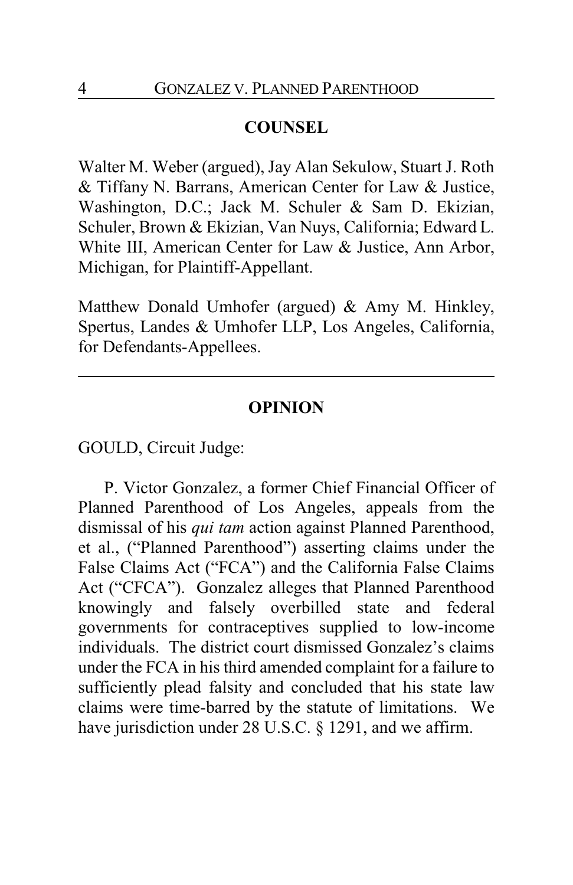## COUNSEL

Walter M. Weber (argued), Jay Alan Sekulow, Stuart J. Roth & Tiffany N. Barrans, American Center for Law & Justice, Washington, D.C.; Jack M. Schuler & Sam D. Ekizian, Schuler, Brown & Ekizian, Van Nuys, California; Edward L. White III, American Center for Law & Justice, Ann Arbor, Michigan, for Plaintiff-Appellant.

Matthew Donald Umhofer (argued) & Amy M. Hinkley, Spertus, Landes & Umhofer LLP, Los Angeles, California, for Defendants-Appellees.

---

## OPINION

GOULD, Circuit Judge:

P. Victor Gonzalez, a former Chief Financial Officer of Planned Parenthood of Los Angeles, appeals from the dismissal of his *qui tam* action against Planned Parenthood, et al., ("Planned Parenthood") asserting claims under the False Claims Act ("FCA") and the California False Claims Act ("CFCA"). Gonzalez alleges that Planned Parenthood knowingly and falsely overbilled state and federal governments for contraceptives supplied to low-income individuals. The district court dismissed Gonzalez's claims under the FCA in his third amended complaint for a failure to sufficiently plead falsity and concluded that his state law claims were time-barred by the statute of limitations. We have jurisdiction under 28 U.S.C. § 1291, and we affirm.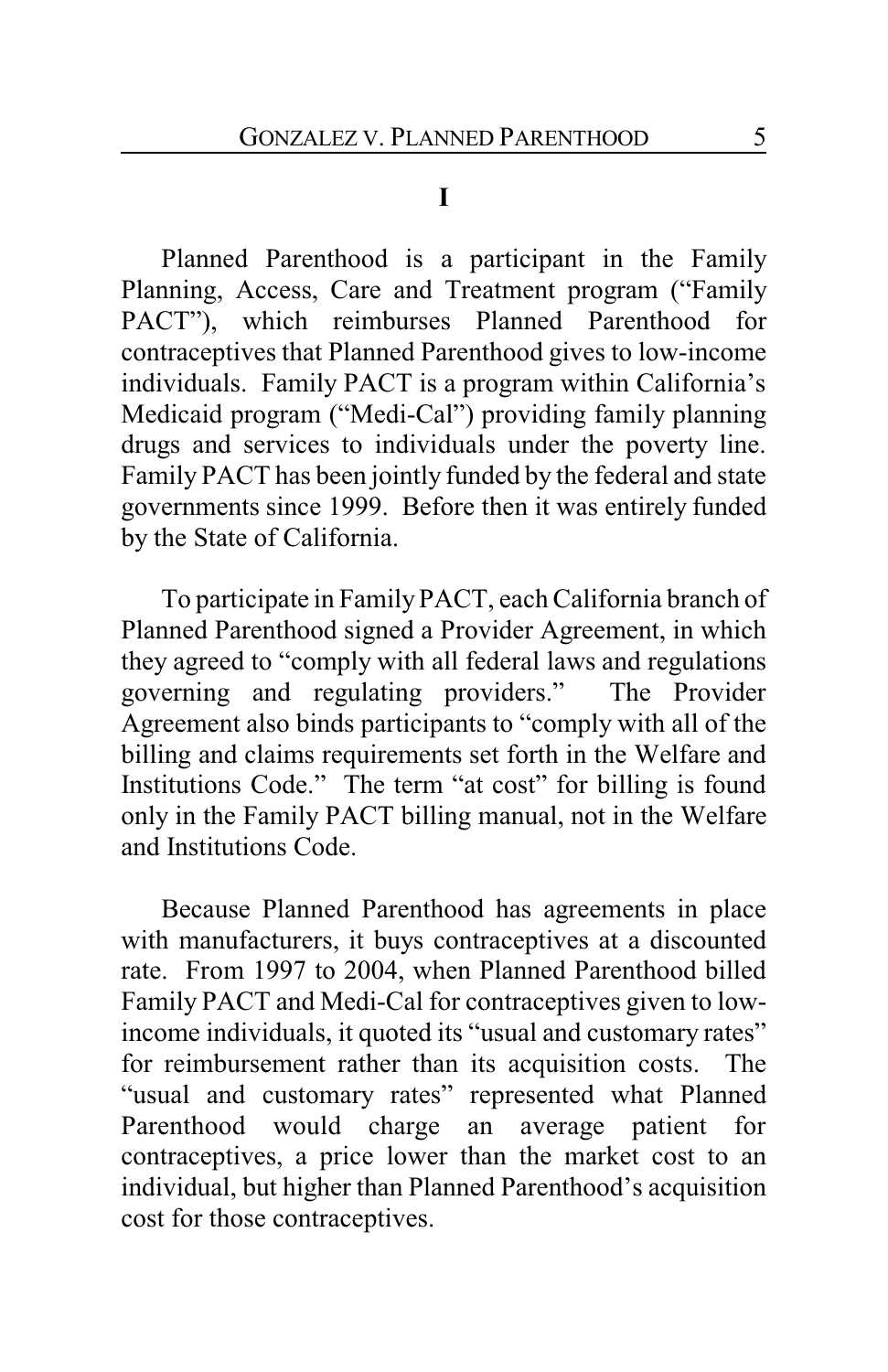# I

Planned Parenthood is a participant in the Family Planning, Access, Care and Treatment program ("Family PACT"), which reimburses Planned Parenthood for contraceptives that Planned Parenthood gives to low-income individuals. Family PACT is a program within California's Medicaid program ("Medi-Cal") providing family planning drugs and services to individuals under the poverty line. Family PACT has been jointly funded by the federal and state governments since 1999. Before then it was entirely funded by the State of California.

To participate in Family PACT, each California branch of Planned Parenthood signed a Provider Agreement, in which they agreed to "comply with all federal laws and regulations governing and regulating providers." The Provider Agreement also binds participants to "comply with all of the billing and claims requirements set forth in the Welfare and Institutions Code." The term "at cost" for billing is found only in the Family PACT billing manual, not in the Welfare and Institutions Code.

Because Planned Parenthood has agreements in place with manufacturers, it buys contraceptives at a discounted rate. From 1997 to 2004, when Planned Parenthood billed Family PACT and Medi-Cal for contraceptives given to low-income individuals, it quoted its "usual and customary rates" for reimbursement rather than its acquisition costs. The "usual and customary rates" represented what Planned Parenthood would charge an average patient for contraceptives, a price lower than the market cost to an individual, but higher than Planned Parenthood's acquisition cost for those contraceptives.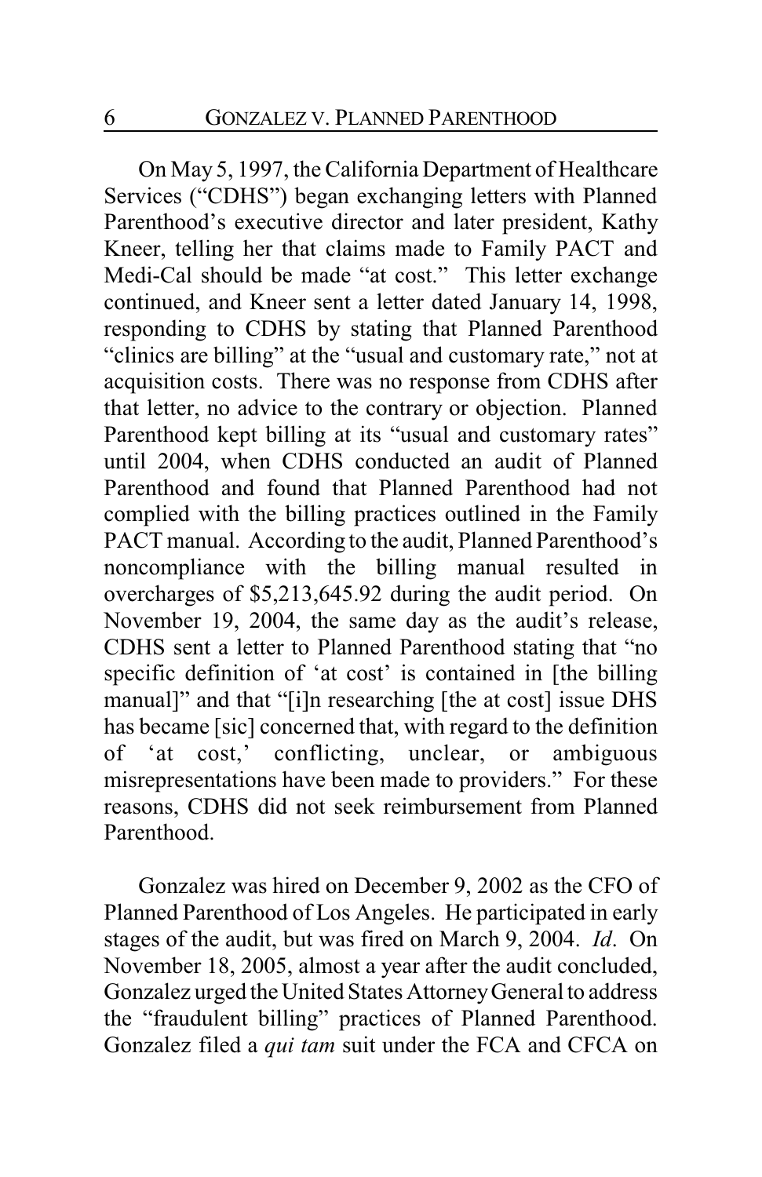On May 5, 1997, the California Department of Healthcare Services ("CDHS") began exchanging letters with Planned Parenthood's executive director and later president, Kathy Kneer, telling her that claims made to Family PACT and Medi-Cal should be made "at cost." This letter exchange continued, and Kneer sent a letter dated January 14, 1998, responding to CDHS by stating that Planned Parenthood "clinics are billing" at the "usual and customary rate," not at acquisition costs. There was no response from CDHS after that letter, no advice to the contrary or objection. Planned Parenthood kept billing at its "usual and customary rates" until 2004, when CDHS conducted an audit of Planned Parenthood and found that Planned Parenthood had not complied with the billing practices outlined in the Family PACT manual. According to the audit, Planned Parenthood's noncompliance with the billing manual resulted in overcharges of $5,213,645.92 during the audit period. On November 19, 2004, the same day as the audit's release, CDHS sent a letter to Planned Parenthood stating that "no specific definition of 'at cost' is contained in [the billing manual]" and that "[i]n researching [the at cost] issue DHS has became [sic] concerned that, with regard to the definition of 'at cost,' conflicting, unclear, or ambiguous misrepresentations have been made to providers." For these reasons, CDHS did not seek reimbursement from Planned Parenthood.

Gonzalez was hired on December 9, 2002 as the CFO of Planned Parenthood of Los Angeles. He participated in early stages of the audit, but was fired on March 9, 2004. *Id*. On November 18, 2005, almost a year after the audit concluded, Gonzalez urged the United States Attorney General to address the "fraudulent billing" practices of Planned Parenthood. Gonzalez filed a *qui tam* suit under the FCA and CFCA on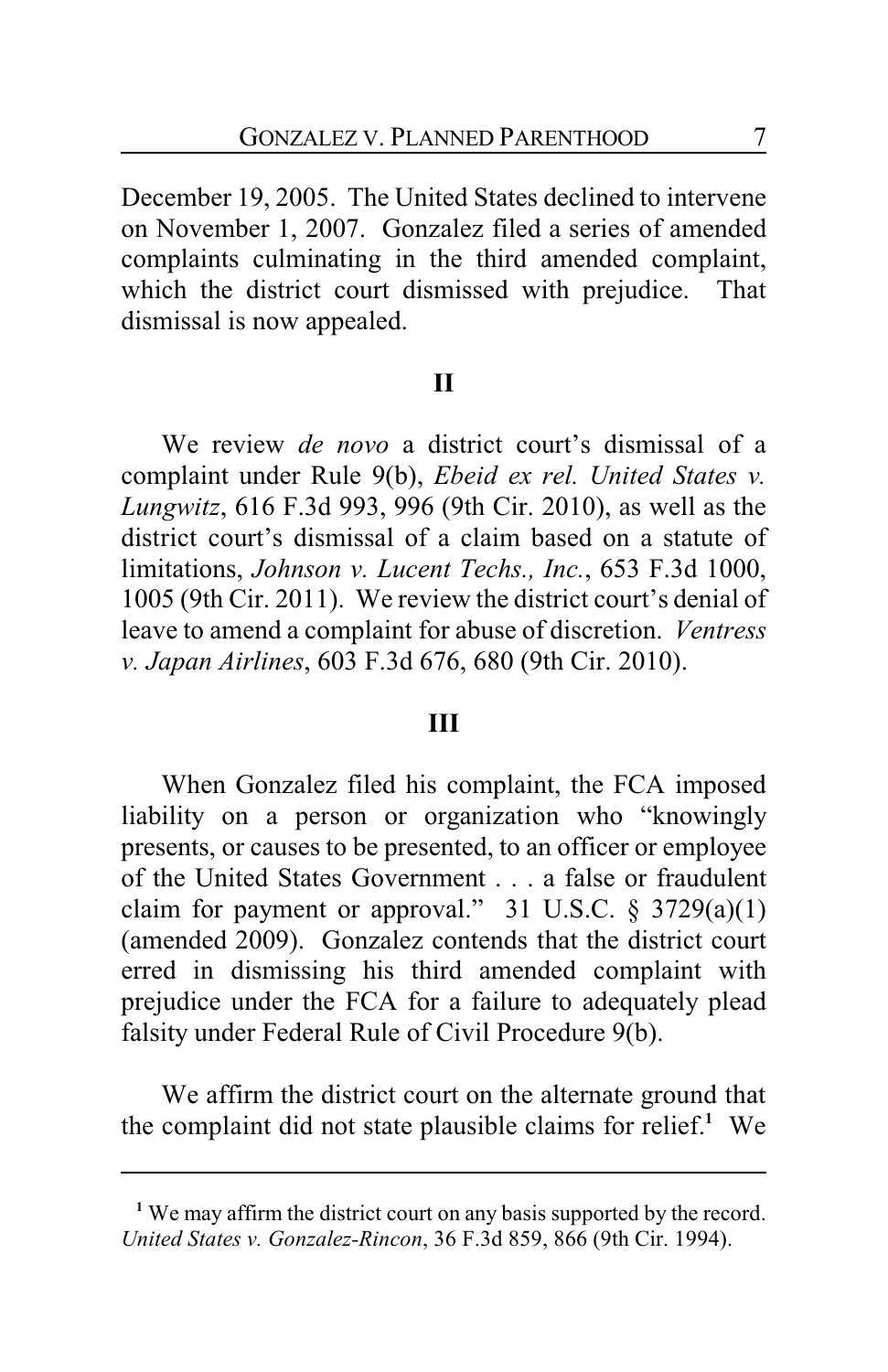December 19, 2005. The United States declined to intervene on November 1, 2007. Gonzalez filed a series of amended complaints culminating in the third amended complaint, which the district court dismissed with prejudice. That dismissal is now appealed.

## II

We review *de novo* a district court's dismissal of a complaint under Rule 9(b), *Ebeid ex rel. United States v. Lungwitz*, 616 F.3d 993, 996 (9th Cir. 2010), as well as the district court's dismissal of a claim based on a statute of limitations, *Johnson v. Lucent Techs., Inc.*, 653 F.3d 1000, 1005 (9th Cir. 2011). We review the district court's denial of leave to amend a complaint for abuse of discretion. *Ventress v. Japan Airlines*, 603 F.3d 676, 680 (9th Cir. 2010).

## III

When Gonzalez filed his complaint, the FCA imposed liability on a person or organization who "knowingly presents, or causes to be presented, to an officer or employee of the United States Government . . . a false or fraudulent claim for payment or approval." 31 U.S.C. § 3729(a)(1) (amended 2009). Gonzalez contends that the district court erred in dismissing his third amended complaint with prejudice under the FCA for a failure to adequately plead falsity under Federal Rule of Civil Procedure 9(b).

We affirm the district court on the alternate ground that the complaint did not state plausible claims for relief.[1] We

---

[1] We may affirm the district court on any basis supported by the record. *United States v. Gonzalez-Rincon*, 36 F.3d 859, 866 (9th Cir. 1994).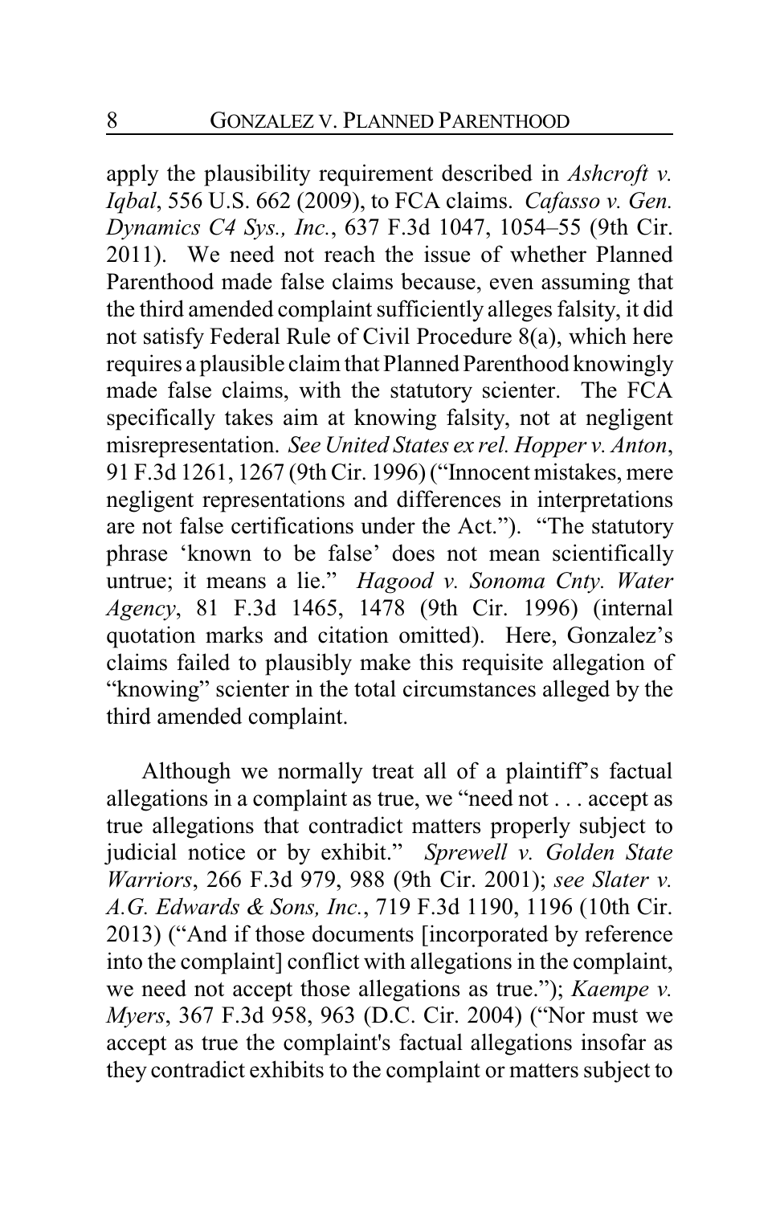apply the plausibility requirement described in *Ashcroft v. Iqbal*, 556 U.S. 662 (2009), to FCA claims. *Cafasso v. Gen. Dynamics C4 Sys., Inc.*, 637 F.3d 1047, 1054–55 (9th Cir. 2011). We need not reach the issue of whether Planned Parenthood made false claims because, even assuming that the third amended complaint sufficiently alleges falsity, it did not satisfy Federal Rule of Civil Procedure 8(a), which here requires a plausible claim that Planned Parenthood knowingly made false claims, with the statutory scienter. The FCA specifically takes aim at knowing falsity, not at negligent misrepresentation. *See United States ex rel. Hopper v. Anton*, 91 F.3d 1261, 1267 (9th Cir. 1996) ("Innocent mistakes, mere negligent representations and differences in interpretations are not false certifications under the Act."). "The statutory phrase 'known to be false' does not mean scientifically untrue; it means a lie." *Hagood v. Sonoma Cnty. Water Agency*, 81 F.3d 1465, 1478 (9th Cir. 1996) (internal quotation marks and citation omitted). Here, Gonzalez's claims failed to plausibly make this requisite allegation of "knowing" scienter in the total circumstances alleged by the third amended complaint.

Although we normally treat all of a plaintiff's factual allegations in a complaint as true, we "need not . . . accept as true allegations that contradict matters properly subject to judicial notice or by exhibit." *Sprewell v. Golden State Warriors*, 266 F.3d 979, 988 (9th Cir. 2001); *see Slater v. A.G. Edwards & Sons, Inc.*, 719 F.3d 1190, 1196 (10th Cir. 2013) ("And if those documents [incorporated by reference into the complaint] conflict with allegations in the complaint, we need not accept those allegations as true."); *Kaempe v. Myers*, 367 F.3d 958, 963 (D.C. Cir. 2004) ("Nor must we accept as true the complaint's factual allegations insofar as they contradict exhibits to the complaint or matters subject to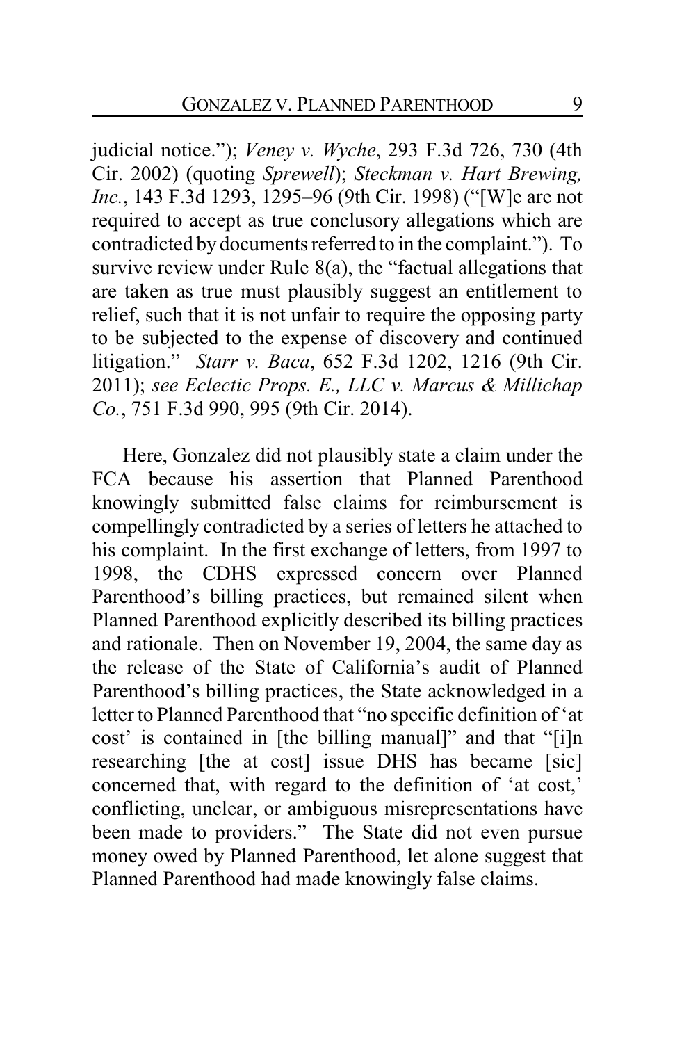judicial notice."); *Veney v. Wyche*, 293 F.3d 726, 730 (4th Cir. 2002) (quoting *Sprewell*); *Steckman v. Hart Brewing, Inc.*, 143 F.3d 1293, 1295–96 (9th Cir. 1998) ("[W]e are not required to accept as true conclusory allegations which are contradicted by documents referred to in the complaint."). To survive review under Rule 8(a), the "factual allegations that are taken as true must plausibly suggest an entitlement to relief, such that it is not unfair to require the opposing party to be subjected to the expense of discovery and continued litigation." *Starr v. Baca*, 652 F.3d 1202, 1216 (9th Cir. 2011); *see Eclectic Props. E., LLC v. Marcus & Millichap Co.*, 751 F.3d 990, 995 (9th Cir. 2014).

Here, Gonzalez did not plausibly state a claim under the FCA because his assertion that Planned Parenthood knowingly submitted false claims for reimbursement is compellingly contradicted by a series of letters he attached to his complaint. In the first exchange of letters, from 1997 to 1998, the CDHS expressed concern over Planned Parenthood's billing practices, but remained silent when Planned Parenthood explicitly described its billing practices and rationale. Then on November 19, 2004, the same day as the release of the State of California's audit of Planned Parenthood's billing practices, the State acknowledged in a letter to Planned Parenthood that "no specific definition of 'at cost' is contained in [the billing manual]" and that "[i]n researching [the at cost] issue DHS has became [sic] concerned that, with regard to the definition of 'at cost,' conflicting, unclear, or ambiguous misrepresentations have been made to providers." The State did not even pursue money owed by Planned Parenthood, let alone suggest that Planned Parenthood had made knowingly false claims.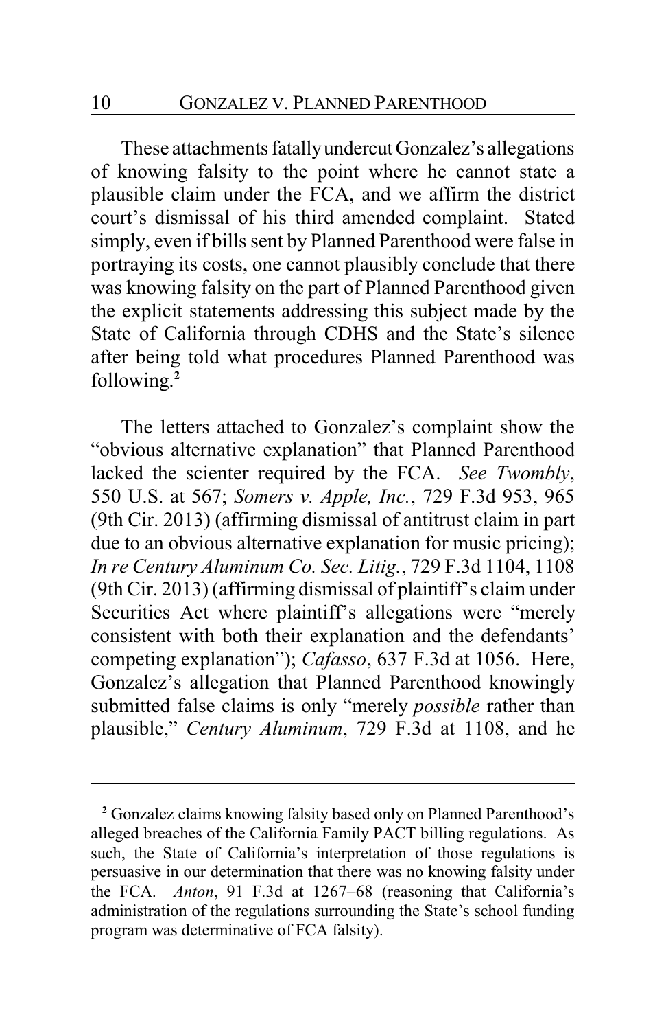These attachments fatally undercut Gonzalez's allegations of knowing falsity to the point where he cannot state a plausible claim under the FCA, and we affirm the district court's dismissal of his third amended complaint. Stated simply, even if bills sent by Planned Parenthood were false in portraying its costs, one cannot plausibly conclude that there was knowing falsity on the part of Planned Parenthood given the explicit statements addressing this subject made by the State of California through CDHS and the State's silence after being told what procedures Planned Parenthood was following.[2]

The letters attached to Gonzalez's complaint show the "obvious alternative explanation" that Planned Parenthood lacked the scienter required by the FCA. *See Twombly*, 550 U.S. at 567; *Somers v. Apple, Inc.*, 729 F.3d 953, 965 (9th Cir. 2013) (affirming dismissal of antitrust claim in part due to an obvious alternative explanation for music pricing); *In re Century Aluminum Co. Sec. Litig.*, 729 F.3d 1104, 1108 (9th Cir. 2013) (affirming dismissal of plaintiff's claim under Securities Act where plaintiff's allegations were "merely consistent with both their explanation and the defendants' competing explanation"); *Cafasso*, 637 F.3d at 1056. Here, Gonzalez's allegation that Planned Parenthood knowingly submitted false claims is only "merely *possible* rather than plausible," *Century Aluminum*, 729 F.3d at 1108, and he

---

[2] Gonzalez claims knowing falsity based only on Planned Parenthood's alleged breaches of the California Family PACT billing regulations. As such, the State of California's interpretation of those regulations is persuasive in our determination that there was no knowing falsity under the FCA. *Anton*, 91 F.3d at 1267–68 (reasoning that California's administration of the regulations surrounding the State's school funding program was determinative of FCA falsity).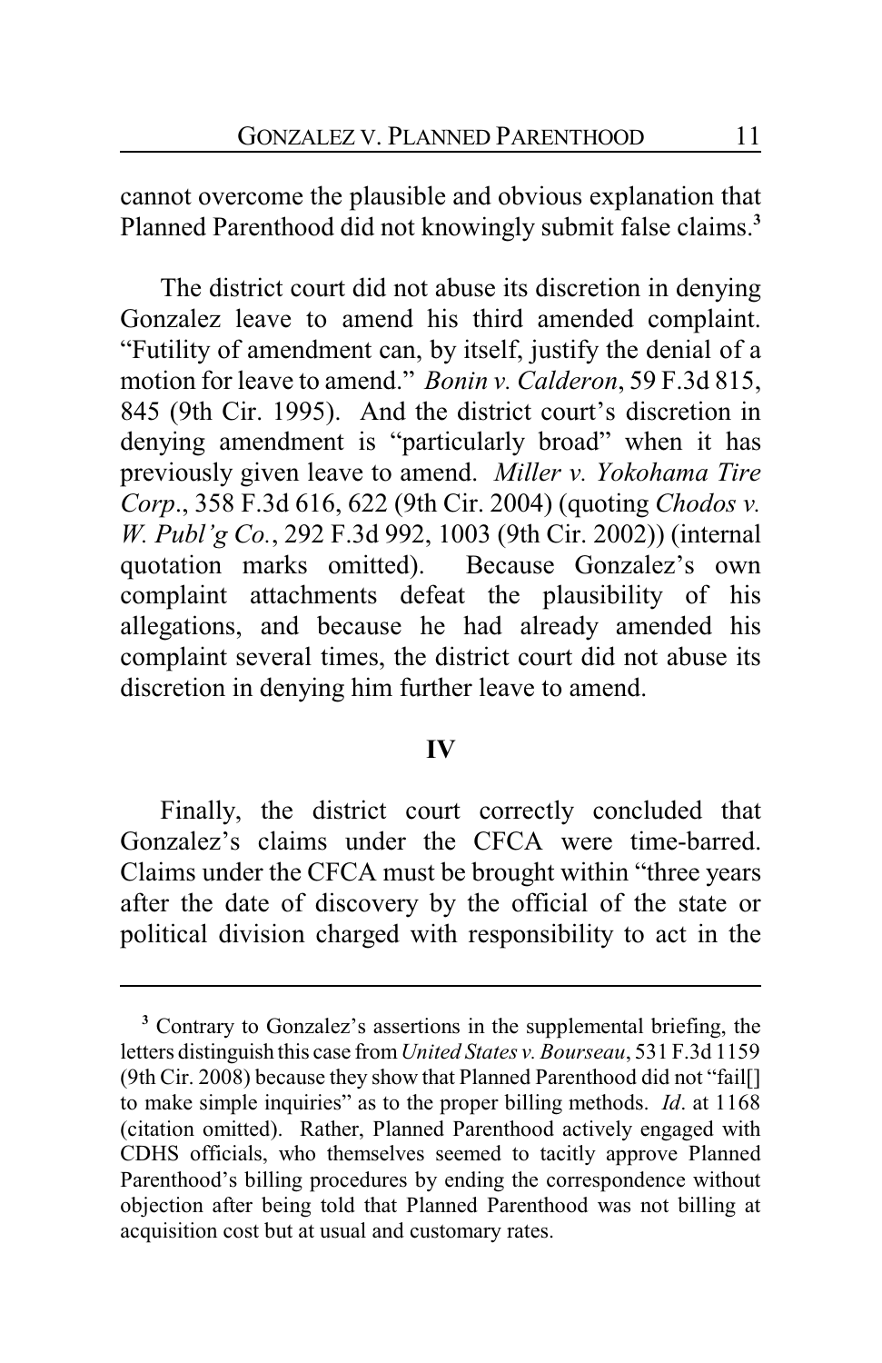cannot overcome the plausible and obvious explanation that Planned Parenthood did not knowingly submit false claims.[3]

The district court did not abuse its discretion in denying Gonzalez leave to amend his third amended complaint. "Futility of amendment can, by itself, justify the denial of a motion for leave to amend." *Bonin v. Calderon*, 59 F.3d 815, 845 (9th Cir. 1995). And the district court's discretion in denying amendment is "particularly broad" when it has previously given leave to amend. *Miller v. Yokohama Tire Corp*., 358 F.3d 616, 622 (9th Cir. 2004) (quoting *Chodos v. W. Publ'g Co.*, 292 F.3d 992, 1003 (9th Cir. 2002)) (internal quotation marks omitted). Because Gonzalez's own complaint attachments defeat the plausibility of his allegations, and because he had already amended his complaint several times, the district court did not abuse its discretion in denying him further leave to amend.

## IV

Finally, the district court correctly concluded that Gonzalez's claims under the CFCA were time-barred. Claims under the CFCA must be brought within "three years after the date of discovery by the official of the state or political division charged with responsibility to act in the

---

[3] Contrary to Gonzalez's assertions in the supplemental briefing, the letters distinguish this case from *United States v. Bourseau*, 531 F.3d 1159 (9th Cir. 2008) because they show that Planned Parenthood did not "fail[] to make simple inquiries" as to the proper billing methods. *Id*. at 1168 (citation omitted). Rather, Planned Parenthood actively engaged with CDHS officials, who themselves seemed to tacitly approve Planned Parenthood's billing procedures by ending the correspondence without objection after being told that Planned Parenthood was not billing at acquisition cost but at usual and customary rates.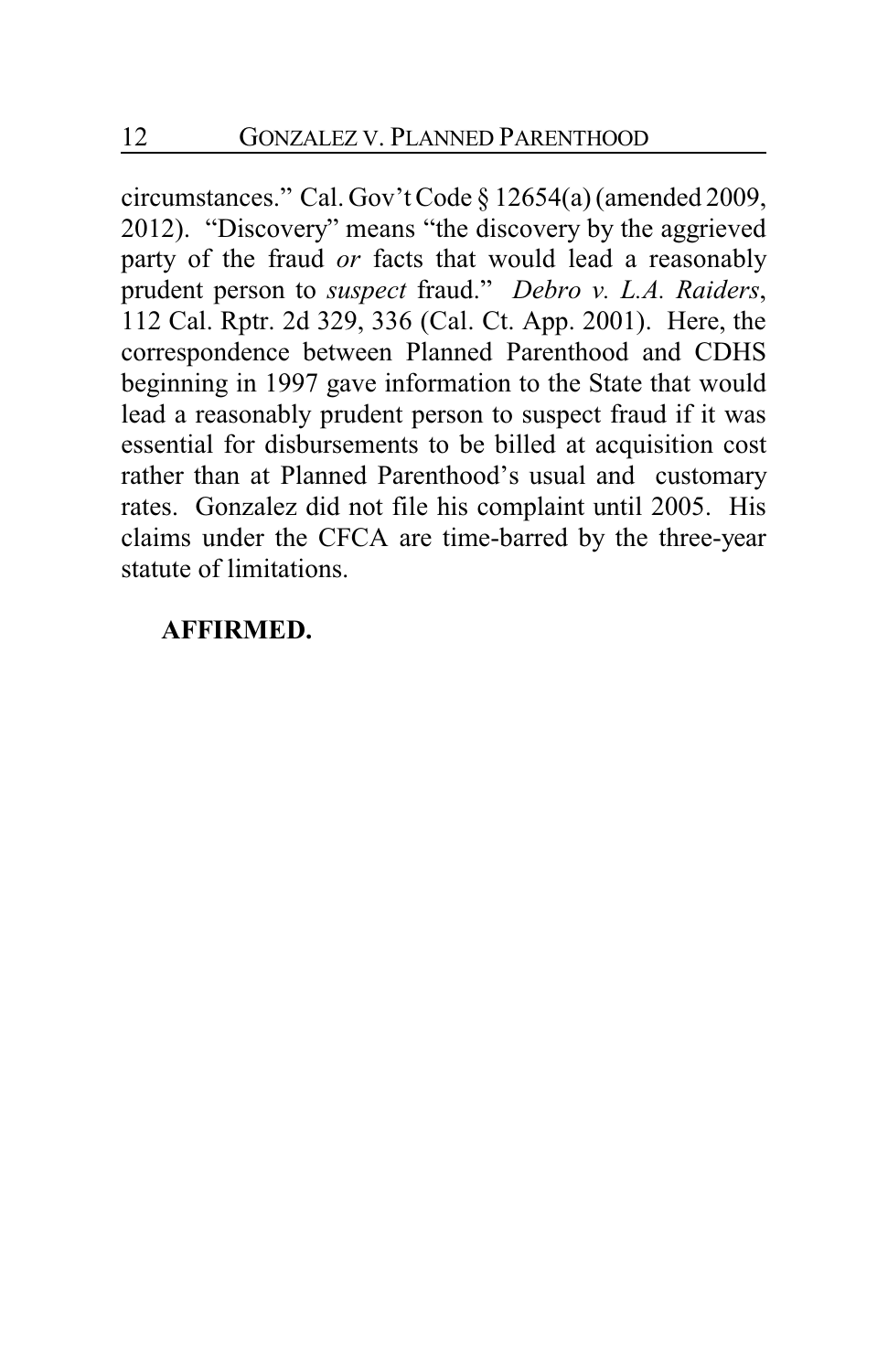circumstances." Cal. Gov't Code § 12654(a) (amended 2009, 2012). "Discovery" means "the discovery by the aggrieved party of the fraud *or* facts that would lead a reasonably prudent person to *suspect* fraud." *Debro v. L.A. Raiders*, 112 Cal. Rptr. 2d 329, 336 (Cal. Ct. App. 2001). Here, the correspondence between Planned Parenthood and CDHS beginning in 1997 gave information to the State that would lead a reasonably prudent person to suspect fraud if it was essential for disbursements to be billed at acquisition cost rather than at Planned Parenthood's usual and customary rates. Gonzalez did not file his complaint until 2005. His claims under the CFCA are time-barred by the three-year statute of limitations.

**AFFIRMED.**